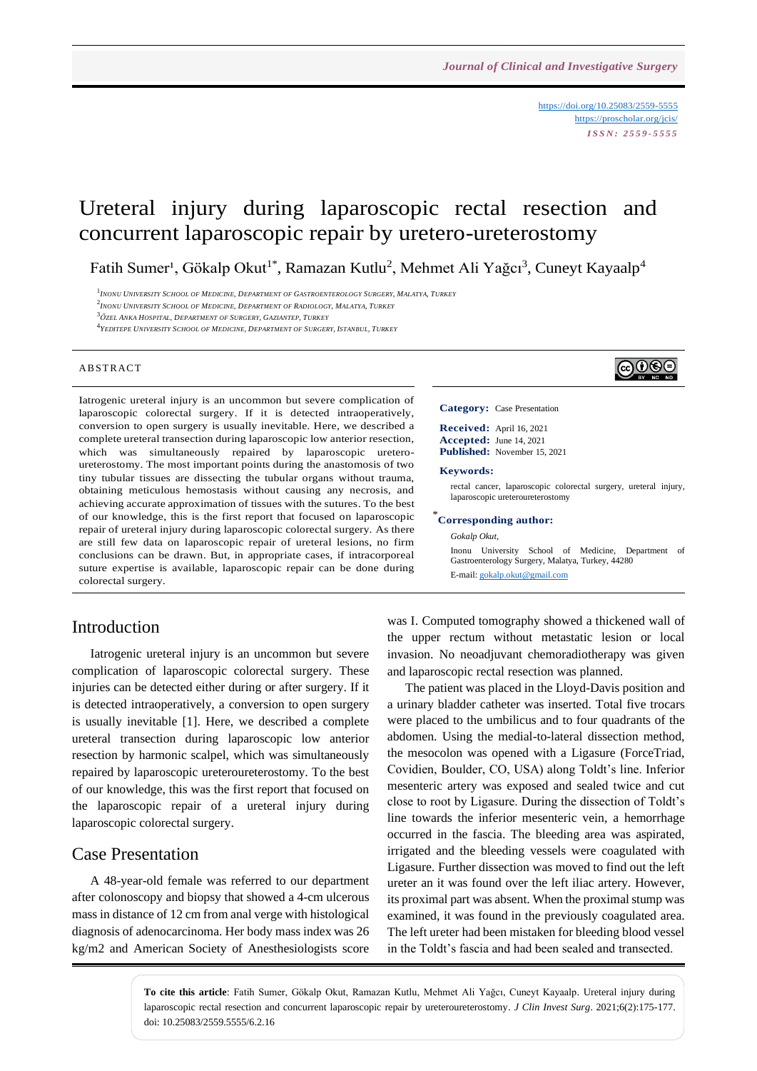https://doi.org/10.25083/2559-5555
https://proscholar.org/jcis/
*ISSN: 2559-5555*

# Ureteral injury during laparoscopic rectal resection and concurrent laparoscopic repair by uretero-ureterostomy

Fatih Sumer[1], Gökalp Okut[1*], Ramazan Kutlu[2], Mehmet Ali Yağcı[3], Cuneyt Kayaalp[4]

[1] Inonu University School of Medicine, Department of Gastroenterology Surgery, Malatya, Turkey
[2] Inonu University School of Medicine, Department of Radiology, Malatya, Turkey
[3] Özel Anka Hospital, Department of Surgery, Gaziantep, Turkey
[4] Yeditepe University School of Medicine, Department of Surgery, Istanbul, Turkey

## ABSTRACT

Iatrogenic ureteral injury is an uncommon but severe complication of laparoscopic colorectal surgery. If it is detected intraoperatively, conversion to open surgery is usually inevitable. Here, we described a complete ureteral transection during laparoscopic low anterior resection, which was simultaneously repaired by laparoscopic uretero-ureterostomy. The most important points during the anastomosis of two tiny tubular tissues are dissecting the tubular organs without trauma, obtaining meticulous hemostasis without causing any necrosis, and achieving accurate approximation of tissues with the sutures. To the best of our knowledge, this is the first report that focused on laparoscopic repair of ureteral injury during laparoscopic colorectal surgery. As there are still few data on laparoscopic repair of ureteral lesions, no firm conclusions can be drawn. But, in appropriate cases, if intracorporeal suture expertise is available, laparoscopic repair can be done during colorectal surgery.

**Category:** Case Presentation

**Received:** April 16, 2021
**Accepted:** June 14, 2021
**Published:** November 15, 2021

**Keywords:**
rectal cancer, laparoscopic colorectal surgery, ureteral injury, laparoscopic ureteroureterostomy

**\*Corresponding author:**
*Gokalp Okut,*
Inonu University School of Medicine, Department of Gastroenterology Surgery, Malatya, Turkey, 44280
E-mail: gokalp.okut@gmail.com

## Introduction

Iatrogenic ureteral injury is an uncommon but severe complication of laparoscopic colorectal surgery. These injuries can be detected either during or after surgery. If it is detected intraoperatively, a conversion to open surgery is usually inevitable [1]. Here, we described a complete ureteral transection during laparoscopic low anterior resection by harmonic scalpel, which was simultaneously repaired by laparoscopic ureteroureterostomy. To the best of our knowledge, this was the first report that focused on the laparoscopic repair of a ureteral injury during laparoscopic colorectal surgery.

## Case Presentation

A 48-year-old female was referred to our department after colonoscopy and biopsy that showed a 4-cm ulcerous mass in distance of 12 cm from anal verge with histological diagnosis of adenocarcinoma. Her body mass index was 26 kg/m2 and American Society of Anesthesiologists score was I. Computed tomography showed a thickened wall of the upper rectum without metastatic lesion or local invasion. No neoadjuvant chemoradiotherapy was given and laparoscopic rectal resection was planned.

The patient was placed in the Lloyd-Davis position and a urinary bladder catheter was inserted. Total five trocars were placed to the umbilicus and to four quadrants of the abdomen. Using the medial-to-lateral dissection method, the mesocolon was opened with a Ligasure (ForceTriad, Covidien, Boulder, CO, USA) along Toldt's line. Inferior mesenteric artery was exposed and sealed twice and cut close to root by Ligasure. During the dissection of Toldt's line towards the inferior mesenteric vein, a hemorrhage occurred in the fascia. The bleeding area was aspirated, irrigated and the bleeding vessels were coagulated with Ligasure. Further dissection was moved to find out the left ureter an it was found over the left iliac artery. However, its proximal part was absent. When the proximal stump was examined, it was found in the previously coagulated area. The left ureter had been mistaken for bleeding blood vessel in the Toldt's fascia and had been sealed and transected.

**To cite this article**: Fatih Sumer, Gökalp Okut, Ramazan Kutlu, Mehmet Ali Yağcı, Cuneyt Kayaalp. Ureteral injury during laparoscopic rectal resection and concurrent laparoscopic repair by ureteroureterostomy. *J Clin Invest Surg*. 2021;6(2):175-177. doi: 10.25083/2559.5555/6.2.16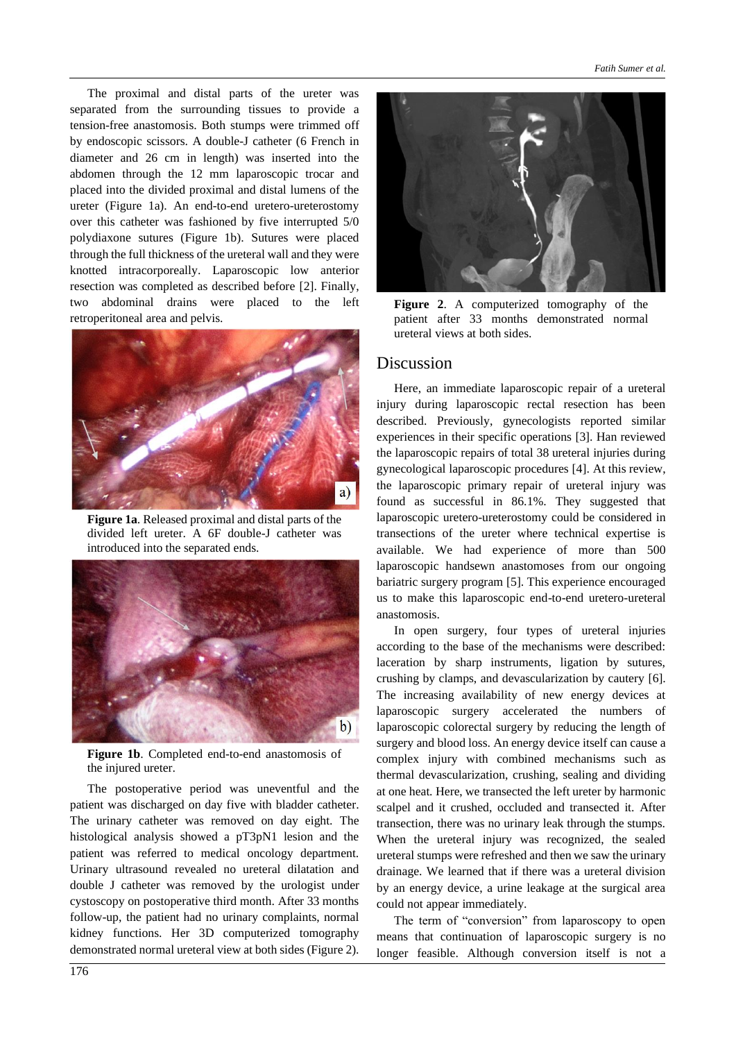The proximal and distal parts of the ureter was separated from the surrounding tissues to provide a tension-free anastomosis. Both stumps were trimmed off by endoscopic scissors. A double-J catheter (6 French in diameter and 26 cm in length) was inserted into the abdomen through the 12 mm laparoscopic trocar and placed into the divided proximal and distal lumens of the ureter (Figure 1a). An end-to-end uretero-ureterostomy over this catheter was fashioned by five interrupted 5/0 polydiaxone sutures (Figure 1b). Sutures were placed through the full thickness of the ureteral wall and they were knotted intracorporeally. Laparoscopic low anterior resection was completed as described before [2]. Finally, two abdominal drains were placed to the left retroperitoneal area and pelvis.

**Figure 1a**. Released proximal and distal parts of the divided left ureter. A 6F double-J catheter was introduced into the separated ends.

**Figure 1b**. Completed end-to-end anastomosis of the injured ureter.

The postoperative period was uneventful and the patient was discharged on day five with bladder catheter. The urinary catheter was removed on day eight. The histological analysis showed a pT3pN1 lesion and the patient was referred to medical oncology department. Urinary ultrasound revealed no ureteral dilatation and double J catheter was removed by the urologist under cystoscopy on postoperative third month. After 33 months follow-up, the patient had no urinary complaints, normal kidney functions. Her 3D computerized tomography demonstrated normal ureteral view at both sides (Figure 2).

**Figure 2**. A computerized tomography of the patient after 33 months demonstrated normal ureteral views at both sides.

## Discussion

Here, an immediate laparoscopic repair of a ureteral injury during laparoscopic rectal resection has been described. Previously, gynecologists reported similar experiences in their specific operations [3]. Han reviewed the laparoscopic repairs of total 38 ureteral injuries during gynecological laparoscopic procedures [4]. At this review, the laparoscopic primary repair of ureteral injury was found as successful in 86.1%. They suggested that laparoscopic uretero-ureterostomy could be considered in transections of the ureter where technical expertise is available. We had experience of more than 500 laparoscopic handsewn anastomoses from our ongoing bariatric surgery program [5]. This experience encouraged us to make this laparoscopic end-to-end uretero-ureteral anastomosis.

In open surgery, four types of ureteral injuries according to the base of the mechanisms were described: laceration by sharp instruments, ligation by sutures, crushing by clamps, and devascularization by cautery [6]. The increasing availability of new energy devices at laparoscopic surgery accelerated the numbers of laparoscopic colorectal surgery by reducing the length of surgery and blood loss. An energy device itself can cause a complex injury with combined mechanisms such as thermal devascularization, crushing, sealing and dividing at one heat. Here, we transected the left ureter by harmonic scalpel and it crushed, occluded and transected it. After transection, there was no urinary leak through the stumps. When the ureteral injury was recognized, the sealed ureteral stumps were refreshed and then we saw the urinary drainage. We learned that if there was a ureteral division by an energy device, a urine leakage at the surgical area could not appear immediately.

The term of "conversion" from laparoscopy to open means that continuation of laparoscopic surgery is no longer feasible. Although conversion itself is not a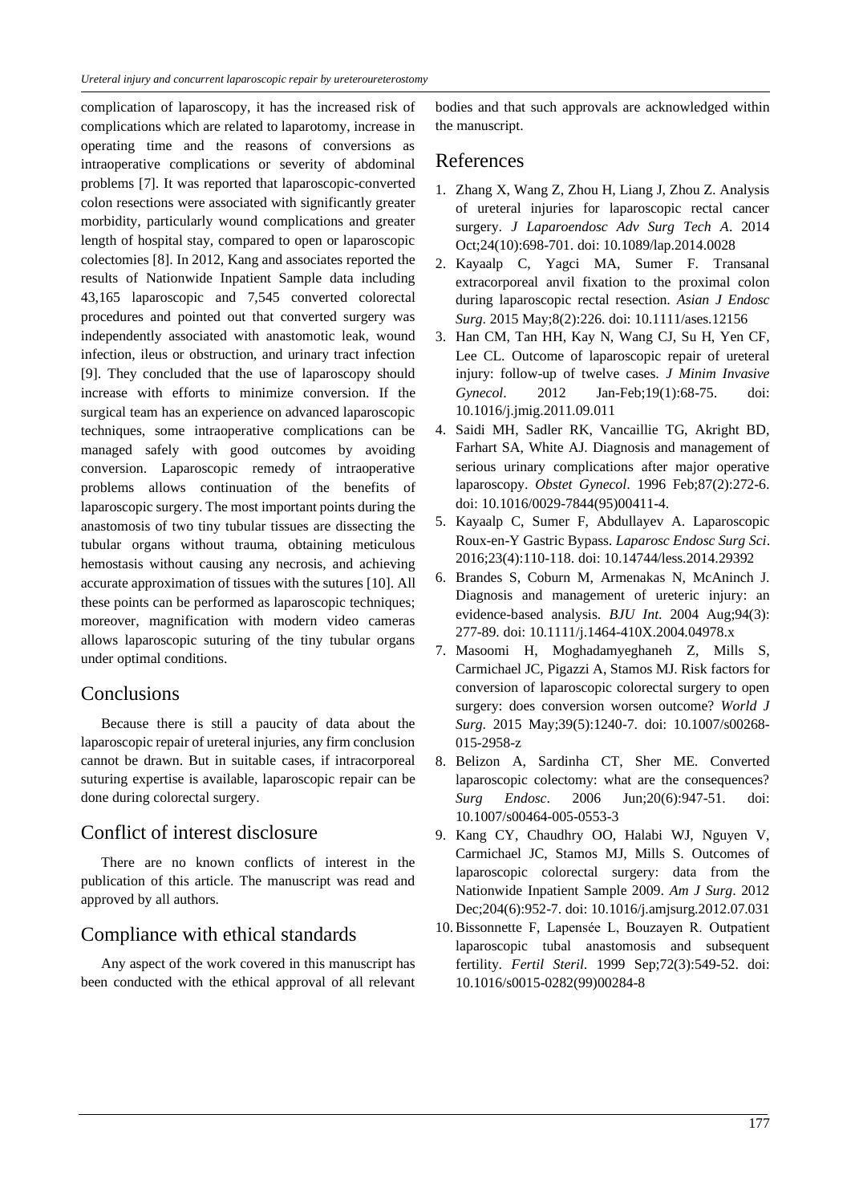complication of laparoscopy, it has the increased risk of complications which are related to laparotomy, increase in operating time and the reasons of conversions as intraoperative complications or severity of abdominal problems [7]. It was reported that laparoscopic-converted colon resections were associated with significantly greater morbidity, particularly wound complications and greater length of hospital stay, compared to open or laparoscopic colectomies [8]. In 2012, Kang and associates reported the results of Nationwide Inpatient Sample data including 43,165 laparoscopic and 7,545 converted colorectal procedures and pointed out that converted surgery was independently associated with anastomotic leak, wound infection, ileus or obstruction, and urinary tract infection [9]. They concluded that the use of laparoscopy should increase with efforts to minimize conversion. If the surgical team has an experience on advanced laparoscopic techniques, some intraoperative complications can be managed safely with good outcomes by avoiding conversion. Laparoscopic remedy of intraoperative problems allows continuation of the benefits of laparoscopic surgery. The most important points during the anastomosis of two tiny tubular tissues are dissecting the tubular organs without trauma, obtaining meticulous hemostasis without causing any necrosis, and achieving accurate approximation of tissues with the sutures [10]. All these points can be performed as laparoscopic techniques; moreover, magnification with modern video cameras allows laparoscopic suturing of the tiny tubular organs under optimal conditions.

## Conclusions

Because there is still a paucity of data about the laparoscopic repair of ureteral injuries, any firm conclusion cannot be drawn. But in suitable cases, if intracorporeal suturing expertise is available, laparoscopic repair can be done during colorectal surgery.

## Conflict of interest disclosure

There are no known conflicts of interest in the publication of this article. The manuscript was read and approved by all authors.

## Compliance with ethical standards

Any aspect of the work covered in this manuscript has been conducted with the ethical approval of all relevant bodies and that such approvals are acknowledged within the manuscript.

## References

1. Zhang X, Wang Z, Zhou H, Liang J, Zhou Z. Analysis of ureteral injuries for laparoscopic rectal cancer surgery. *J Laparoendosc Adv Surg Tech A*. 2014 Oct;24(10):698-701. doi: 10.1089/lap.2014.0028
2. Kayaalp C, Yagci MA, Sumer F. Transanal extracorporeal anvil fixation to the proximal colon during laparoscopic rectal resection. *Asian J Endosc Surg*. 2015 May;8(2):226. doi: 10.1111/ases.12156
3. Han CM, Tan HH, Kay N, Wang CJ, Su H, Yen CF, Lee CL. Outcome of laparoscopic repair of ureteral injury: follow-up of twelve cases. *J Minim Invasive Gynecol*. 2012 Jan-Feb;19(1):68-75. doi: 10.1016/j.jmig.2011.09.011
4. Saidi MH, Sadler RK, Vancaillie TG, Akright BD, Farhart SA, White AJ. Diagnosis and management of serious urinary complications after major operative laparoscopy. *Obstet Gynecol*. 1996 Feb;87(2):272-6. doi: 10.1016/0029-7844(95)00411-4.
5. Kayaalp C, Sumer F, Abdullayev A. Laparoscopic Roux-en-Y Gastric Bypass. *Laparosc Endosc Surg Sci*. 2016;23(4):110-118. doi: 10.14744/less.2014.29392
6. Brandes S, Coburn M, Armenakas N, McAninch J. Diagnosis and management of ureteric injury: an evidence-based analysis. *BJU Int*. 2004 Aug;94(3): 277-89. doi: 10.1111/j.1464-410X.2004.04978.x
7. Masoomi H, Moghadamyeghaneh Z, Mills S, Carmichael JC, Pigazzi A, Stamos MJ. Risk factors for conversion of laparoscopic colorectal surgery to open surgery: does conversion worsen outcome? *World J Surg*. 2015 May;39(5):1240-7. doi: 10.1007/s00268-015-2958-z
8. Belizon A, Sardinha CT, Sher ME. Converted laparoscopic colectomy: what are the consequences? *Surg Endosc*. 2006 Jun;20(6):947-51. doi: 10.1007/s00464-005-0553-3
9. Kang CY, Chaudhry OO, Halabi WJ, Nguyen V, Carmichael JC, Stamos MJ, Mills S. Outcomes of laparoscopic colorectal surgery: data from the Nationwide Inpatient Sample 2009. *Am J Surg*. 2012 Dec;204(6):952-7. doi: 10.1016/j.amjsurg.2012.07.031
10. Bissonnette F, Lapensée L, Bouzayen R. Outpatient laparoscopic tubal anastomosis and subsequent fertility. *Fertil Steril*. 1999 Sep;72(3):549-52. doi: 10.1016/s0015-0282(99)00284-8